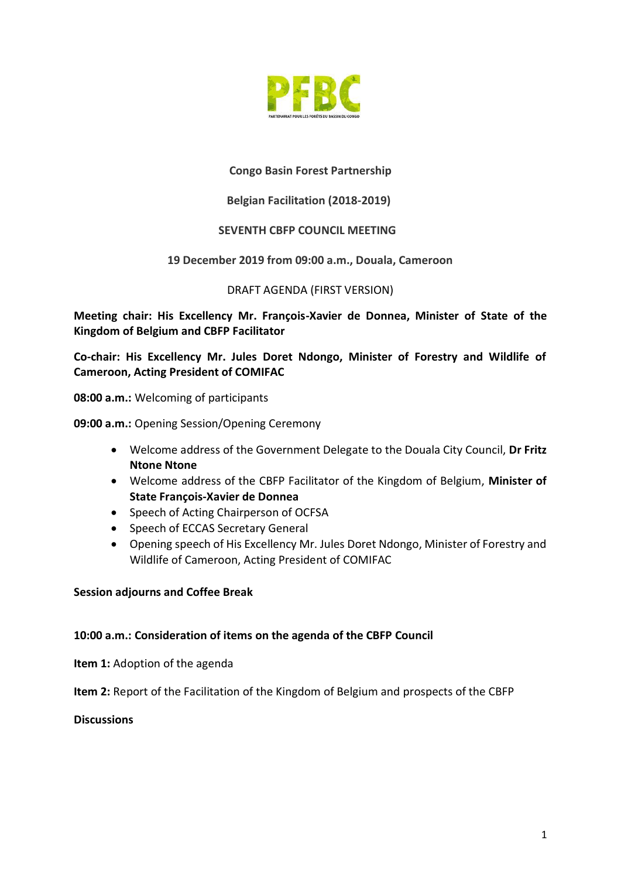PFBC

PARTENARIAT POUR LES FORÊTS DU BASSIN DU CONGO

**Congo Basin Forest Partnership**

**Belgian Facilitation (2018-2019)**

**SEVENTH CBFP COUNCIL MEETING**

**19 December 2019 from 09:00 a.m., Douala, Cameroon**

DRAFT AGENDA (FIRST VERSION)

**Meeting chair: His Excellency Mr. François-Xavier de Donnea, Minister of State of the Kingdom of Belgium and CBFP Facilitator**

**Co-chair: His Excellency Mr. Jules Doret Ndongo, Minister of Forestry and Wildlife of Cameroon, Acting President of COMIFAC**

**08:00 a.m.:** Welcoming of participants

**09:00 a.m.:** Opening Session/Opening Ceremony

- Welcome address of the Government Delegate to the Douala City Council, **Dr Fritz Ntone Ntone**
- Welcome address of the CBFP Facilitator of the Kingdom of Belgium, **Minister of State François-Xavier de Donnea**
- Speech of Acting Chairperson of OCFSA
- Speech of ECCAS Secretary General
- Opening speech of His Excellency Mr. Jules Doret Ndongo, Minister of Forestry and Wildlife of Cameroon, Acting President of COMIFAC

**Session adjourns and Coffee Break**

**10:00 a.m.: Consideration of items on the agenda of the CBFP Council**

**Item 1:** Adoption of the agenda

**Item 2:** Report of the Facilitation of the Kingdom of Belgium and prospects of the CBFP

**Discussions**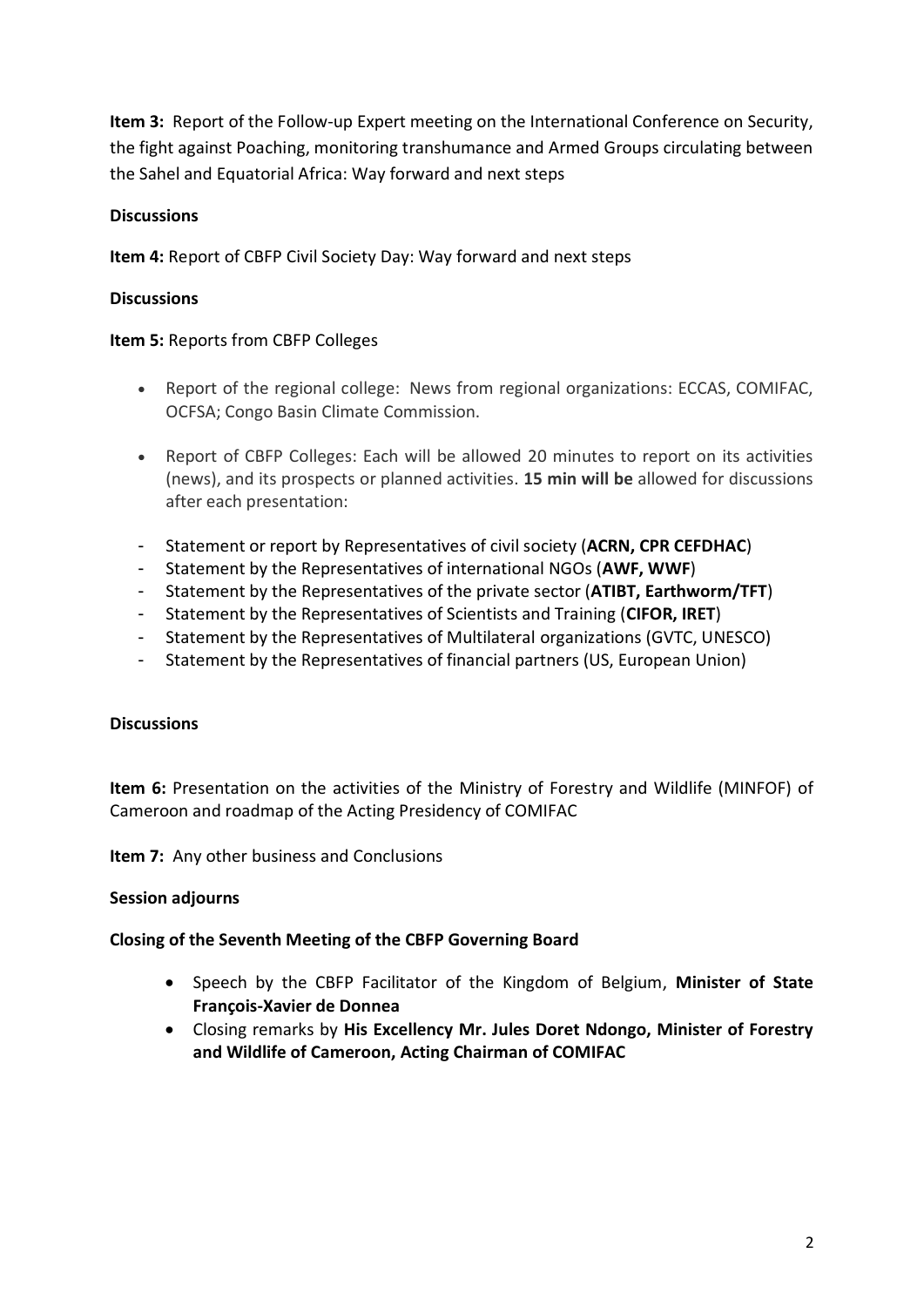**Item 3:** Report of the Follow-up Expert meeting on the International Conference on Security, the fight against Poaching, monitoring transhumance and Armed Groups circulating between the Sahel and Equatorial Africa: Way forward and next steps

**Discussions**

**Item 4:** Report of CBFP Civil Society Day: Way forward and next steps

**Discussions**

**Item 5:** Reports from CBFP Colleges

- Report of the regional college: News from regional organizations: ECCAS, COMIFAC, OCFSA; Congo Basin Climate Commission.

- Report of CBFP Colleges: Each will be allowed 20 minutes to report on its activities (news), and its prospects or planned activities. **15 min will be** allowed for discussions after each presentation:

- Statement or report by Representatives of civil society (**ACRN, CPR CEFDHAC**)
- Statement by the Representatives of international NGOs (**AWF, WWF**)
- Statement by the Representatives of the private sector (**ATIBT, Earthworm/TFT**)
- Statement by the Representatives of Scientists and Training (**CIFOR, IRET**)
- Statement by the Representatives of Multilateral organizations (GVTC, UNESCO)
- Statement by the Representatives of financial partners (US, European Union)

**Discussions**

**Item 6:** Presentation on the activities of the Ministry of Forestry and Wildlife (MINFOF) of Cameroon and roadmap of the Acting Presidency of COMIFAC

**Item 7:** Any other business and Conclusions

**Session adjourns**

**Closing of the Seventh Meeting of the CBFP Governing Board**

- Speech by the CBFP Facilitator of the Kingdom of Belgium, **Minister of State François-Xavier de Donnea**
- Closing remarks by **His Excellency Mr. Jules Doret Ndongo, Minister of Forestry and Wildlife of Cameroon, Acting Chairman of COMIFAC**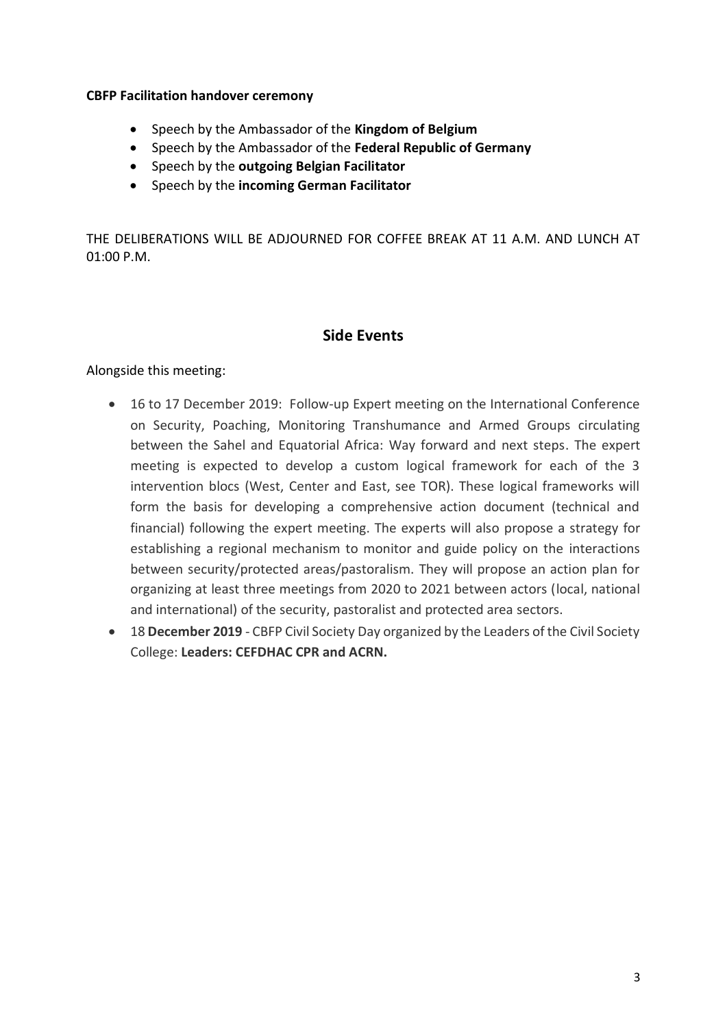**CBFP Facilitation handover ceremony**

- Speech by the Ambassador of the **Kingdom of Belgium**
- Speech by the Ambassador of the **Federal Republic of Germany**
- Speech by the **outgoing Belgian Facilitator**
- Speech by the **incoming German Facilitator**

THE DELIBERATIONS WILL BE ADJOURNED FOR COFFEE BREAK AT 11 A.M. AND LUNCH AT 01:00 P.M.

## Side Events

Alongside this meeting:

- 16 to 17 December 2019: Follow-up Expert meeting on the International Conference on Security, Poaching, Monitoring Transhumance and Armed Groups circulating between the Sahel and Equatorial Africa: Way forward and next steps. The expert meeting is expected to develop a custom logical framework for each of the 3 intervention blocs (West, Center and East, see TOR). These logical frameworks will form the basis for developing a comprehensive action document (technical and financial) following the expert meeting. The experts will also propose a strategy for establishing a regional mechanism to monitor and guide policy on the interactions between security/protected areas/pastoralism. They will propose an action plan for organizing at least three meetings from 2020 to 2021 between actors (local, national and international) of the security, pastoralist and protected area sectors.
- 18 **December 2019** - CBFP Civil Society Day organized by the Leaders of the Civil Society College: **Leaders: CEFDHAC CPR and ACRN.**